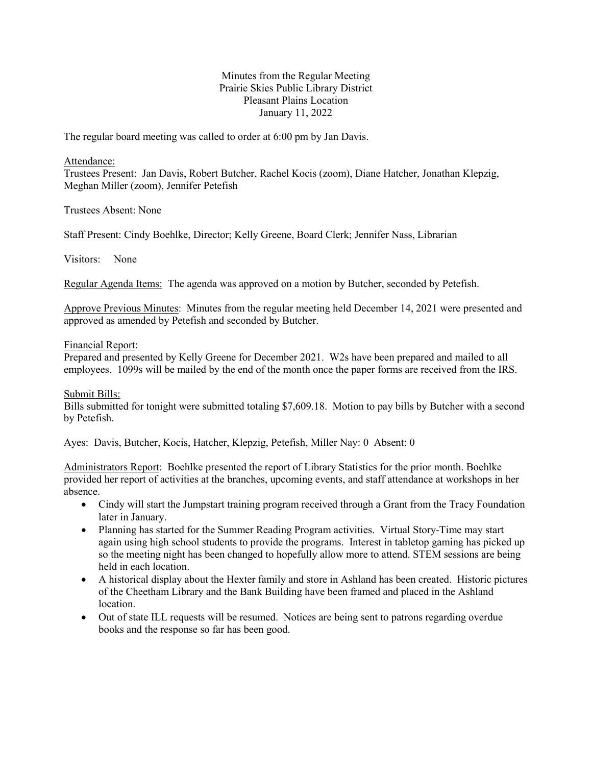Minutes from the Regular Meeting
Prairie Skies Public Library District
Pleasant Plains Location
January 11, 2022

The regular board meeting was called to order at 6:00 pm by Jan Davis.

Attendance:
Trustees Present: Jan Davis, Robert Butcher, Rachel Kocis (zoom), Diane Hatcher, Jonathan Klepzig, Meghan Miller (zoom), Jennifer Petefish

Trustees Absent: None

Staff Present: Cindy Boehlke, Director; Kelly Greene, Board Clerk; Jennifer Nass, Librarian

Visitors: None

Regular Agenda Items: The agenda was approved on a motion by Butcher, seconded by Petefish.

Approve Previous Minutes: Minutes from the regular meeting held December 14, 2021 were presented and approved as amended by Petefish and seconded by Butcher.

Financial Report:
Prepared and presented by Kelly Greene for December 2021. W2s have been prepared and mailed to all employees. 1099s will be mailed by the end of the month once the paper forms are received from the IRS.

Submit Bills:
Bills submitted for tonight were submitted totaling $7,609.18. Motion to pay bills by Butcher with a second by Petefish.

Ayes: Davis, Butcher, Kocis, Hatcher, Klepzig, Petefish, Miller Nay: 0 Absent: 0

Administrators Report: Boehlke presented the report of Library Statistics for the prior month. Boehlke provided her report of activities at the branches, upcoming events, and staff attendance at workshops in her absence.

- Cindy will start the Jumpstart training program received through a Grant from the Tracy Foundation later in January.
- Planning has started for the Summer Reading Program activities. Virtual Story-Time may start again using high school students to provide the programs. Interest in tabletop gaming has picked up so the meeting night has been changed to hopefully allow more to attend. STEM sessions are being held in each location.
- A historical display about the Hexter family and store in Ashland has been created. Historic pictures of the Cheetham Library and the Bank Building have been framed and placed in the Ashland location.
- Out of state ILL requests will be resumed. Notices are being sent to patrons regarding overdue books and the response so far has been good.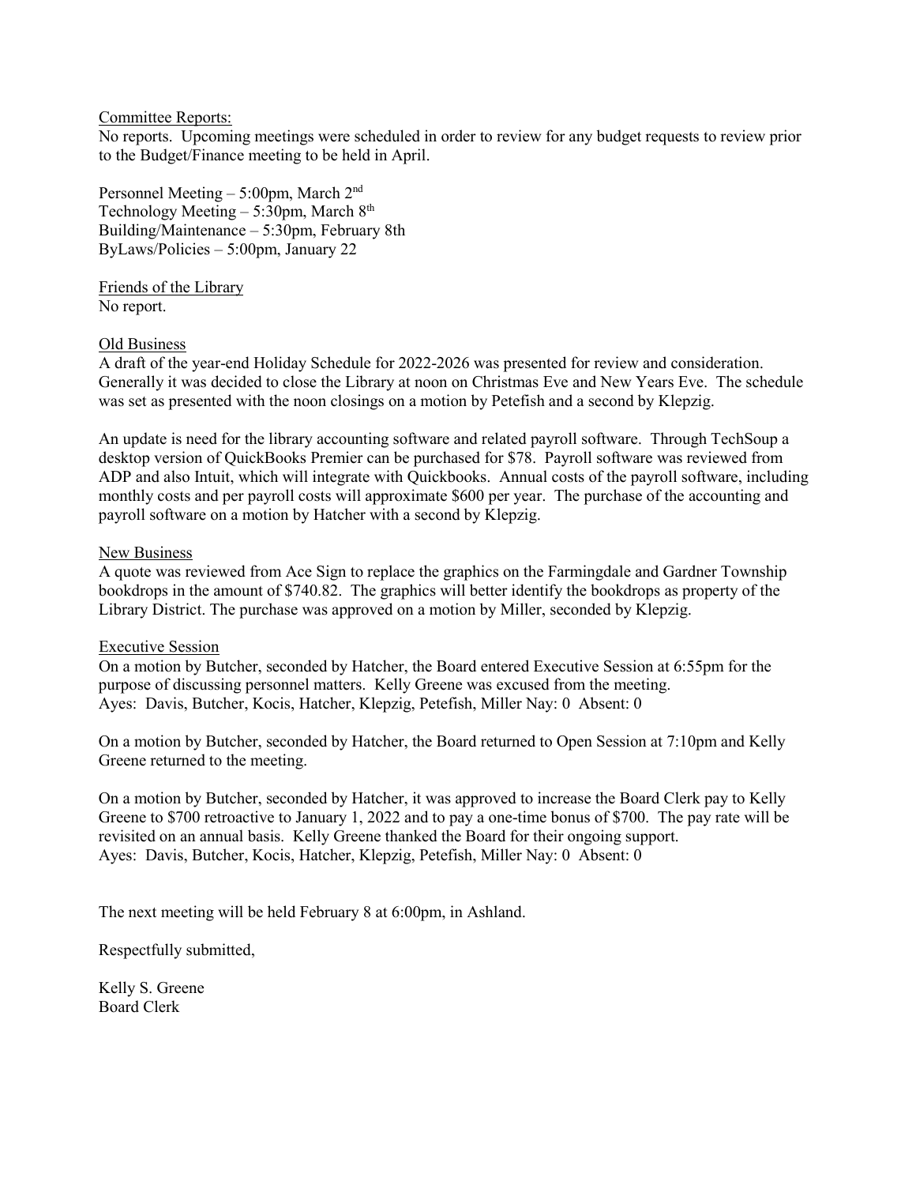Committee Reports:

No reports. Upcoming meetings were scheduled in order to review for any budget requests to review prior to the Budget/Finance meeting to be held in April.

Personnel Meeting – 5:00pm, March 2nd
Technology Meeting – 5:30pm, March 8th
Building/Maintenance – 5:30pm, February 8th
ByLaws/Policies – 5:00pm, January 22

Friends of the Library

No report.

Old Business

A draft of the year-end Holiday Schedule for 2022-2026 was presented for review and consideration. Generally it was decided to close the Library at noon on Christmas Eve and New Years Eve. The schedule was set as presented with the noon closings on a motion by Petefish and a second by Klepzig.

An update is need for the library accounting software and related payroll software. Through TechSoup a desktop version of QuickBooks Premier can be purchased for $78. Payroll software was reviewed from ADP and also Intuit, which will integrate with Quickbooks. Annual costs of the payroll software, including monthly costs and per payroll costs will approximate $600 per year. The purchase of the accounting and payroll software on a motion by Hatcher with a second by Klepzig.

New Business

A quote was reviewed from Ace Sign to replace the graphics on the Farmingdale and Gardner Township bookdrops in the amount of $740.82. The graphics will better identify the bookdrops as property of the Library District. The purchase was approved on a motion by Miller, seconded by Klepzig.

Executive Session

On a motion by Butcher, seconded by Hatcher, the Board entered Executive Session at 6:55pm for the purpose of discussing personnel matters. Kelly Greene was excused from the meeting.
Ayes: Davis, Butcher, Kocis, Hatcher, Klepzig, Petefish, Miller Nay: 0 Absent: 0

On a motion by Butcher, seconded by Hatcher, the Board returned to Open Session at 7:10pm and Kelly Greene returned to the meeting.

On a motion by Butcher, seconded by Hatcher, it was approved to increase the Board Clerk pay to Kelly Greene to $700 retroactive to January 1, 2022 and to pay a one-time bonus of $700. The pay rate will be revisited on an annual basis. Kelly Greene thanked the Board for their ongoing support.
Ayes: Davis, Butcher, Kocis, Hatcher, Klepzig, Petefish, Miller Nay: 0 Absent: 0

The next meeting will be held February 8 at 6:00pm, in Ashland.

Respectfully submitted,

Kelly S. Greene
Board Clerk